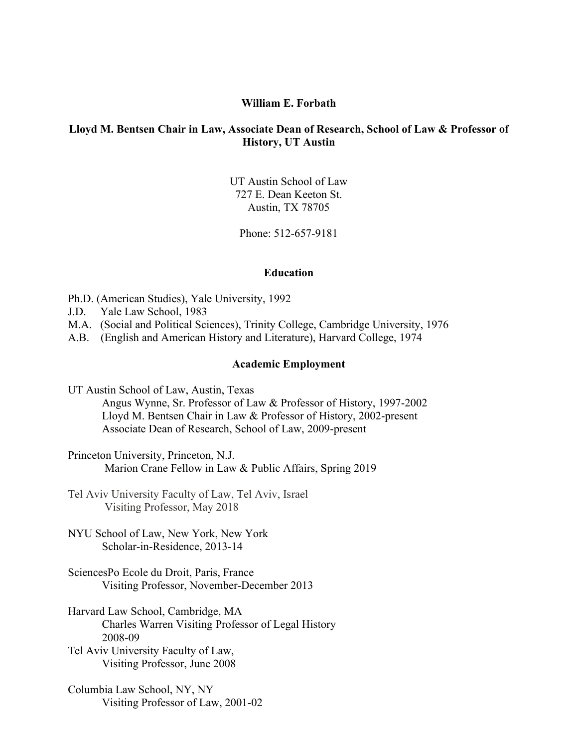# William E. Forbath

## Lloyd M. Bentsen Chair in Law, Associate Dean of Research, School of Law & Professor of History, UT Austin

UT Austin School of Law
727 E. Dean Keeton St.
Austin, TX 78705

Phone: 512-657-9181

## Education

Ph.D. (American Studies), Yale University, 1992
J.D. Yale Law School, 1983
M.A. (Social and Political Sciences), Trinity College, Cambridge University, 1976
A.B. (English and American History and Literature), Harvard College, 1974

## Academic Employment

UT Austin School of Law, Austin, Texas
- Angus Wynne, Sr. Professor of Law & Professor of History, 1997-2002
- Lloyd M. Bentsen Chair in Law & Professor of History, 2002-present
- Associate Dean of Research, School of Law, 2009-present

Princeton University, Princeton, N.J.
- Marion Crane Fellow in Law & Public Affairs, Spring 2019

Tel Aviv University Faculty of Law, Tel Aviv, Israel
- Visiting Professor, May 2018

NYU School of Law, New York, New York
- Scholar-in-Residence, 2013-14

SciencesPo Ecole du Droit, Paris, France
- Visiting Professor, November-December 2013

Harvard Law School, Cambridge, MA
- Charles Warren Visiting Professor of Legal History 2008-09

Tel Aviv University Faculty of Law,
- Visiting Professor, June 2008

Columbia Law School, NY, NY
- Visiting Professor of Law, 2001-02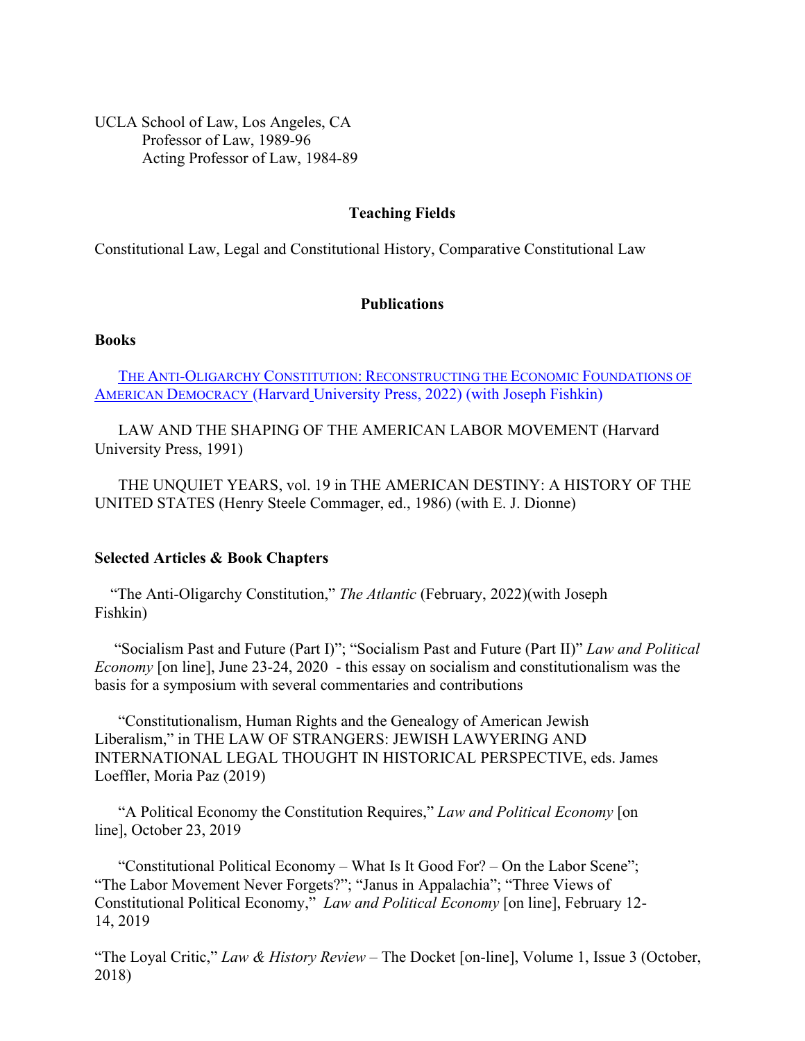UCLA School of Law, Los Angeles, CA
Professor of Law, 1989-96
Acting Professor of Law, 1984-89

## Teaching Fields

Constitutional Law, Legal and Constitutional History, Comparative Constitutional Law

## Publications

### Books

THE ANTI-OLIGARCHY CONSTITUTION: RECONSTRUCTING THE ECONOMIC FOUNDATIONS OF AMERICAN DEMOCRACY (Harvard University Press, 2022) (with Joseph Fishkin)

LAW AND THE SHAPING OF THE AMERICAN LABOR MOVEMENT (Harvard University Press, 1991)

THE UNQUIET YEARS, vol. 19 in THE AMERICAN DESTINY: A HISTORY OF THE UNITED STATES (Henry Steele Commager, ed., 1986) (with E. J. Dionne)

### Selected Articles & Book Chapters

"The Anti-Oligarchy Constitution," *The Atlantic* (February, 2022)(with Joseph Fishkin)

"Socialism Past and Future (Part I)"; "Socialism Past and Future (Part II)" *Law and Political Economy* [on line], June 23-24, 2020 - this essay on socialism and constitutionalism was the basis for a symposium with several commentaries and contributions

"Constitutionalism, Human Rights and the Genealogy of American Jewish Liberalism," in THE LAW OF STRANGERS: JEWISH LAWYERING AND INTERNATIONAL LEGAL THOUGHT IN HISTORICAL PERSPECTIVE, eds. James Loeffler, Moria Paz (2019)

"A Political Economy the Constitution Requires," *Law and Political Economy* [on line], October 23, 2019

"Constitutional Political Economy – What Is It Good For? – On the Labor Scene"; "The Labor Movement Never Forgets?"; "Janus in Appalachia"; "Three Views of Constitutional Political Economy," *Law and Political Economy* [on line], February 12-14, 2019

"The Loyal Critic," *Law & History Review* – The Docket [on-line], Volume 1, Issue 3 (October, 2018)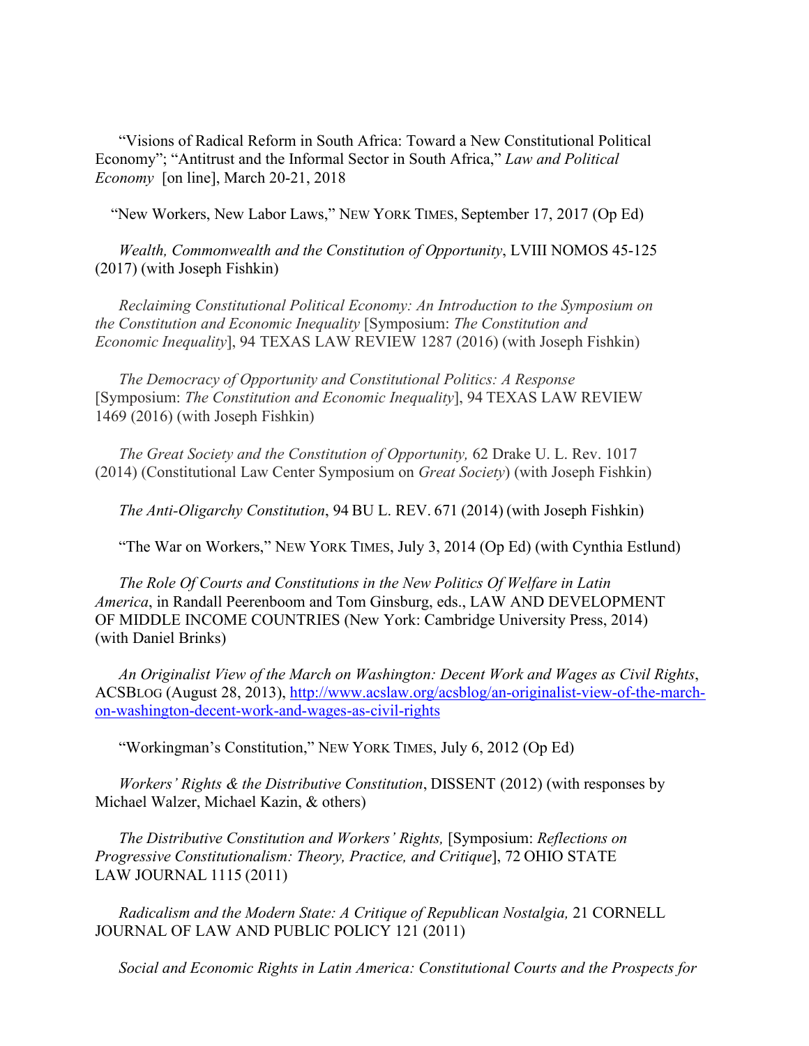"Visions of Radical Reform in South Africa: Toward a New Constitutional Political Economy"; "Antitrust and the Informal Sector in South Africa," *Law and Political Economy* [on line], March 20-21, 2018

"New Workers, New Labor Laws," NEW YORK TIMES, September 17, 2017 (Op Ed)

*Wealth, Commonwealth and the Constitution of Opportunity*, LVIII NOMOS 45-125 (2017) (with Joseph Fishkin)

*Reclaiming Constitutional Political Economy: An Introduction to the Symposium on the Constitution and Economic Inequality* [Symposium: *The Constitution and Economic Inequality*], 94 TEXAS LAW REVIEW 1287 (2016) (with Joseph Fishkin)

*The Democracy of Opportunity and Constitutional Politics: A Response* [Symposium: *The Constitution and Economic Inequality*], 94 TEXAS LAW REVIEW 1469 (2016) (with Joseph Fishkin)

*The Great Society and the Constitution of Opportunity,* 62 Drake U. L. Rev. 1017 (2014) (Constitutional Law Center Symposium on *Great Society*) (with Joseph Fishkin)

*The Anti-Oligarchy Constitution*, 94 BU L. REV. 671 (2014) (with Joseph Fishkin)

"The War on Workers," NEW YORK TIMES, July 3, 2014 (Op Ed) (with Cynthia Estlund)

*The Role Of Courts and Constitutions in the New Politics Of Welfare in Latin America*, in Randall Peerenboom and Tom Ginsburg, eds., LAW AND DEVELOPMENT OF MIDDLE INCOME COUNTRIES (New York: Cambridge University Press, 2014) (with Daniel Brinks)

*An Originalist View of the March on Washington: Decent Work and Wages as Civil Rights*, ACSBLOG (August 28, 2013), http://www.acslaw.org/acsblog/an-originalist-view-of-the-march-on-washington-decent-work-and-wages-as-civil-rights

"Workingman's Constitution," NEW YORK TIMES, July 6, 2012 (Op Ed)

*Workers' Rights & the Distributive Constitution*, DISSENT (2012) (with responses by Michael Walzer, Michael Kazin, & others)

*The Distributive Constitution and Workers' Rights,* [Symposium: *Reflections on Progressive Constitutionalism: Theory, Practice, and Critique*], 72 OHIO STATE LAW JOURNAL 1115 (2011)

*Radicalism and the Modern State: A Critique of Republican Nostalgia,* 21 CORNELL JOURNAL OF LAW AND PUBLIC POLICY 121 (2011)

*Social and Economic Rights in Latin America: Constitutional Courts and the Prospects for*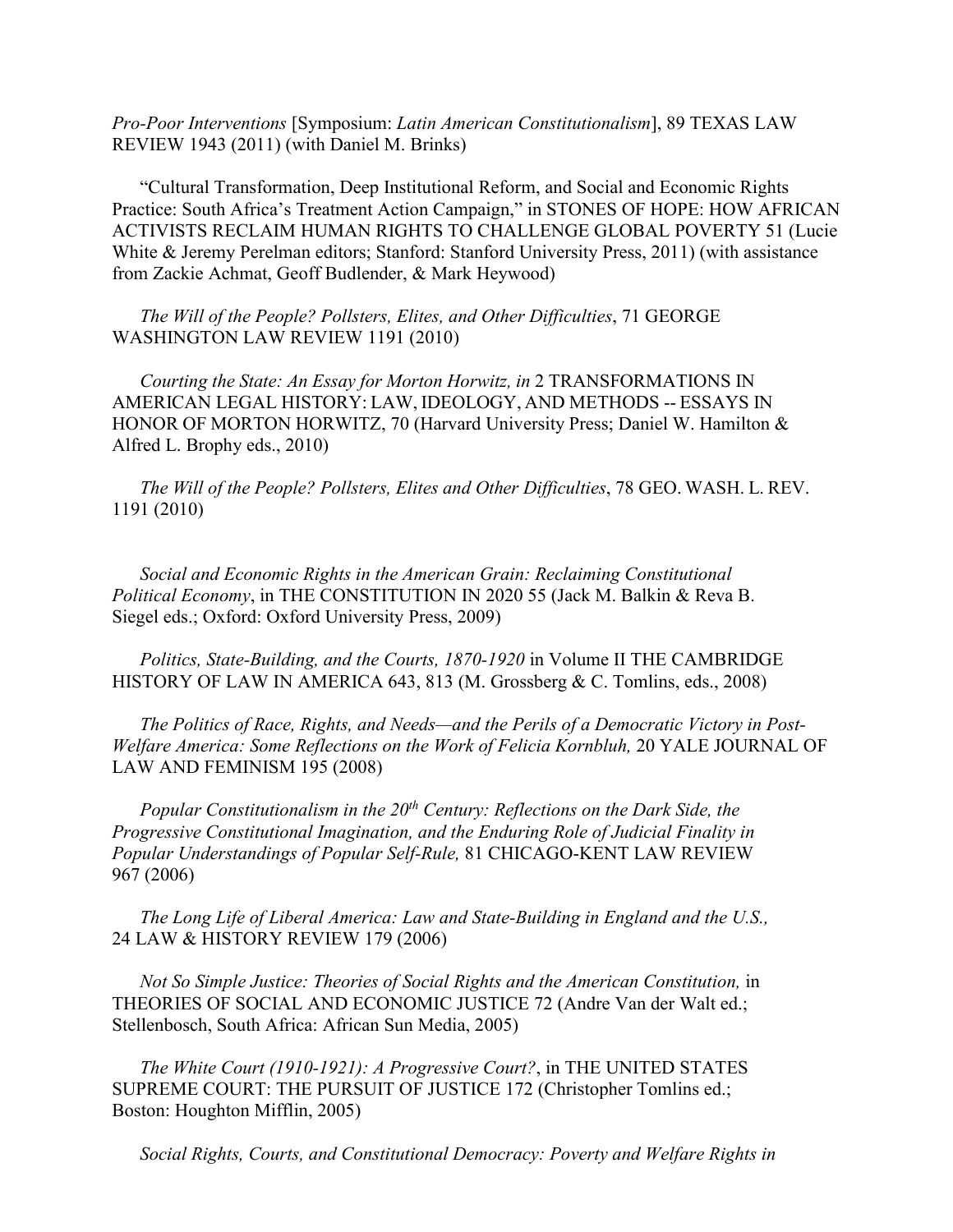*Pro-Poor Interventions* [Symposium: *Latin American Constitutionalism*], 89 TEXAS LAW REVIEW 1943 (2011) (with Daniel M. Brinks)

"Cultural Transformation, Deep Institutional Reform, and Social and Economic Rights Practice: South Africa's Treatment Action Campaign," in STONES OF HOPE: HOW AFRICAN ACTIVISTS RECLAIM HUMAN RIGHTS TO CHALLENGE GLOBAL POVERTY 51 (Lucie White & Jeremy Perelman editors; Stanford: Stanford University Press, 2011) (with assistance from Zackie Achmat, Geoff Budlender, & Mark Heywood)

*The Will of the People? Pollsters, Elites, and Other Difficulties*, 71 GEORGE WASHINGTON LAW REVIEW 1191 (2010)

*Courting the State: An Essay for Morton Horwitz, in* 2 TRANSFORMATIONS IN AMERICAN LEGAL HISTORY: LAW, IDEOLOGY, AND METHODS -- ESSAYS IN HONOR OF MORTON HORWITZ, 70 (Harvard University Press; Daniel W. Hamilton & Alfred L. Brophy eds., 2010)

*The Will of the People? Pollsters, Elites and Other Difficulties*, 78 GEO. WASH. L. REV. 1191 (2010)

*Social and Economic Rights in the American Grain: Reclaiming Constitutional Political Economy*, in THE CONSTITUTION IN 2020 55 (Jack M. Balkin & Reva B. Siegel eds.; Oxford: Oxford University Press, 2009)

*Politics, State-Building, and the Courts, 1870-1920* in Volume II THE CAMBRIDGE HISTORY OF LAW IN AMERICA 643, 813 (M. Grossberg & C. Tomlins, eds., 2008)

*The Politics of Race, Rights, and Needs—and the Perils of a Democratic Victory in Post-Welfare America: Some Reflections on the Work of Felicia Kornbluh,* 20 YALE JOURNAL OF LAW AND FEMINISM 195 (2008)

*Popular Constitutionalism in the 20th Century: Reflections on the Dark Side, the Progressive Constitutional Imagination, and the Enduring Role of Judicial Finality in Popular Understandings of Popular Self-Rule,* 81 CHICAGO-KENT LAW REVIEW 967 (2006)

*The Long Life of Liberal America: Law and State-Building in England and the U.S.,* 24 LAW & HISTORY REVIEW 179 (2006)

*Not So Simple Justice: Theories of Social Rights and the American Constitution,* in THEORIES OF SOCIAL AND ECONOMIC JUSTICE 72 (Andre Van der Walt ed.; Stellenbosch, South Africa: African Sun Media, 2005)

*The White Court (1910-1921): A Progressive Court?*, in THE UNITED STATES SUPREME COURT: THE PURSUIT OF JUSTICE 172 (Christopher Tomlins ed.; Boston: Houghton Mifflin, 2005)

*Social Rights, Courts, and Constitutional Democracy: Poverty and Welfare Rights in*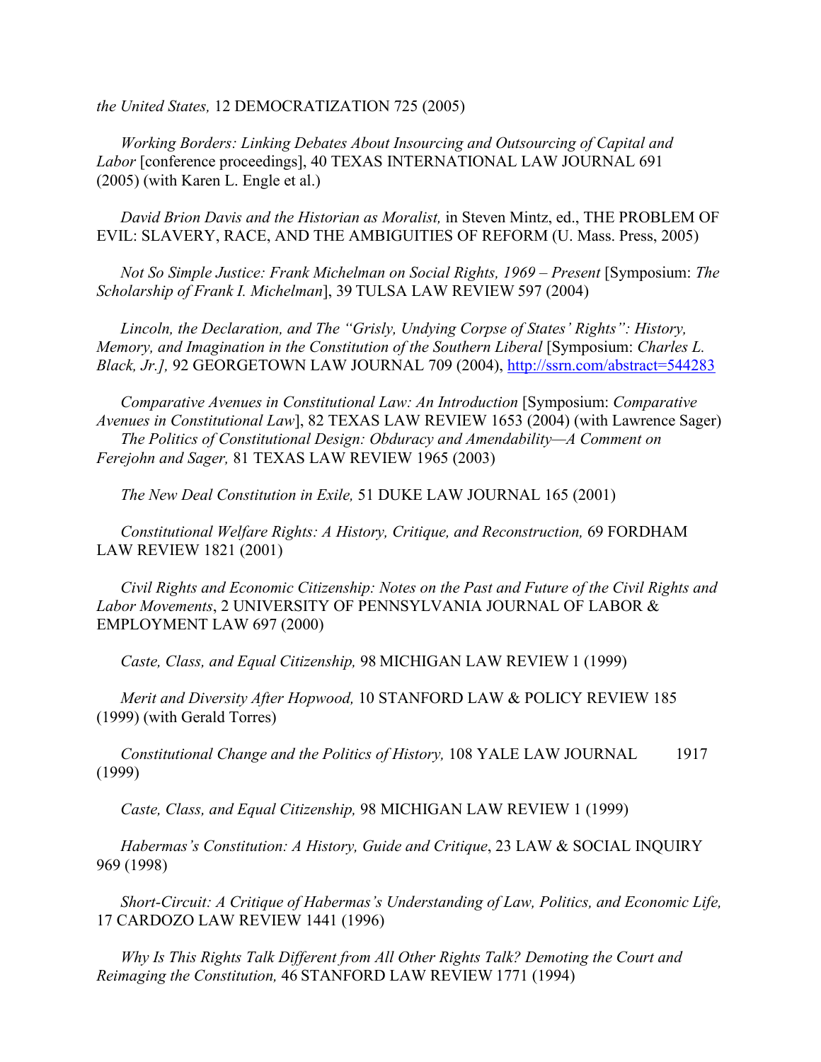*the United States,* 12 DEMOCRATIZATION 725 (2005)

*Working Borders: Linking Debates About Insourcing and Outsourcing of Capital and Labor* [conference proceedings], 40 TEXAS INTERNATIONAL LAW JOURNAL 691 (2005) (with Karen L. Engle et al.)

*David Brion Davis and the Historian as Moralist,* in Steven Mintz, ed., THE PROBLEM OF EVIL: SLAVERY, RACE, AND THE AMBIGUITIES OF REFORM (U. Mass. Press, 2005)

*Not So Simple Justice: Frank Michelman on Social Rights, 1969 – Present* [Symposium: *The Scholarship of Frank I. Michelman*], 39 TULSA LAW REVIEW 597 (2004)

*Lincoln, the Declaration, and The "Grisly, Undying Corpse of States' Rights": History, Memory, and Imagination in the Constitution of the Southern Liberal* [Symposium: *Charles L. Black, Jr.],* 92 GEORGETOWN LAW JOURNAL 709 (2004), http://ssrn.com/abstract=544283

*Comparative Avenues in Constitutional Law: An Introduction* [Symposium: *Comparative Avenues in Constitutional Law*], 82 TEXAS LAW REVIEW 1653 (2004) (with Lawrence Sager)

*The Politics of Constitutional Design: Obduracy and Amendability—A Comment on Ferejohn and Sager,* 81 TEXAS LAW REVIEW 1965 (2003)

*The New Deal Constitution in Exile,* 51 DUKE LAW JOURNAL 165 (2001)

*Constitutional Welfare Rights: A History, Critique, and Reconstruction,* 69 FORDHAM LAW REVIEW 1821 (2001)

*Civil Rights and Economic Citizenship: Notes on the Past and Future of the Civil Rights and Labor Movements*, 2 UNIVERSITY OF PENNSYLVANIA JOURNAL OF LABOR & EMPLOYMENT LAW 697 (2000)

*Caste, Class, and Equal Citizenship,* 98 MICHIGAN LAW REVIEW 1 (1999)

*Merit and Diversity After Hopwood,* 10 STANFORD LAW & POLICY REVIEW 185 (1999) (with Gerald Torres)

*Constitutional Change and the Politics of History,* 108 YALE LAW JOURNAL 1917 (1999)

*Caste, Class, and Equal Citizenship,* 98 MICHIGAN LAW REVIEW 1 (1999)

*Habermas's Constitution: A History, Guide and Critique*, 23 LAW & SOCIAL INQUIRY 969 (1998)

*Short-Circuit: A Critique of Habermas's Understanding of Law, Politics, and Economic Life,* 17 CARDOZO LAW REVIEW 1441 (1996)

*Why Is This Rights Talk Different from All Other Rights Talk? Demoting the Court and Reimaging the Constitution,* 46 STANFORD LAW REVIEW 1771 (1994)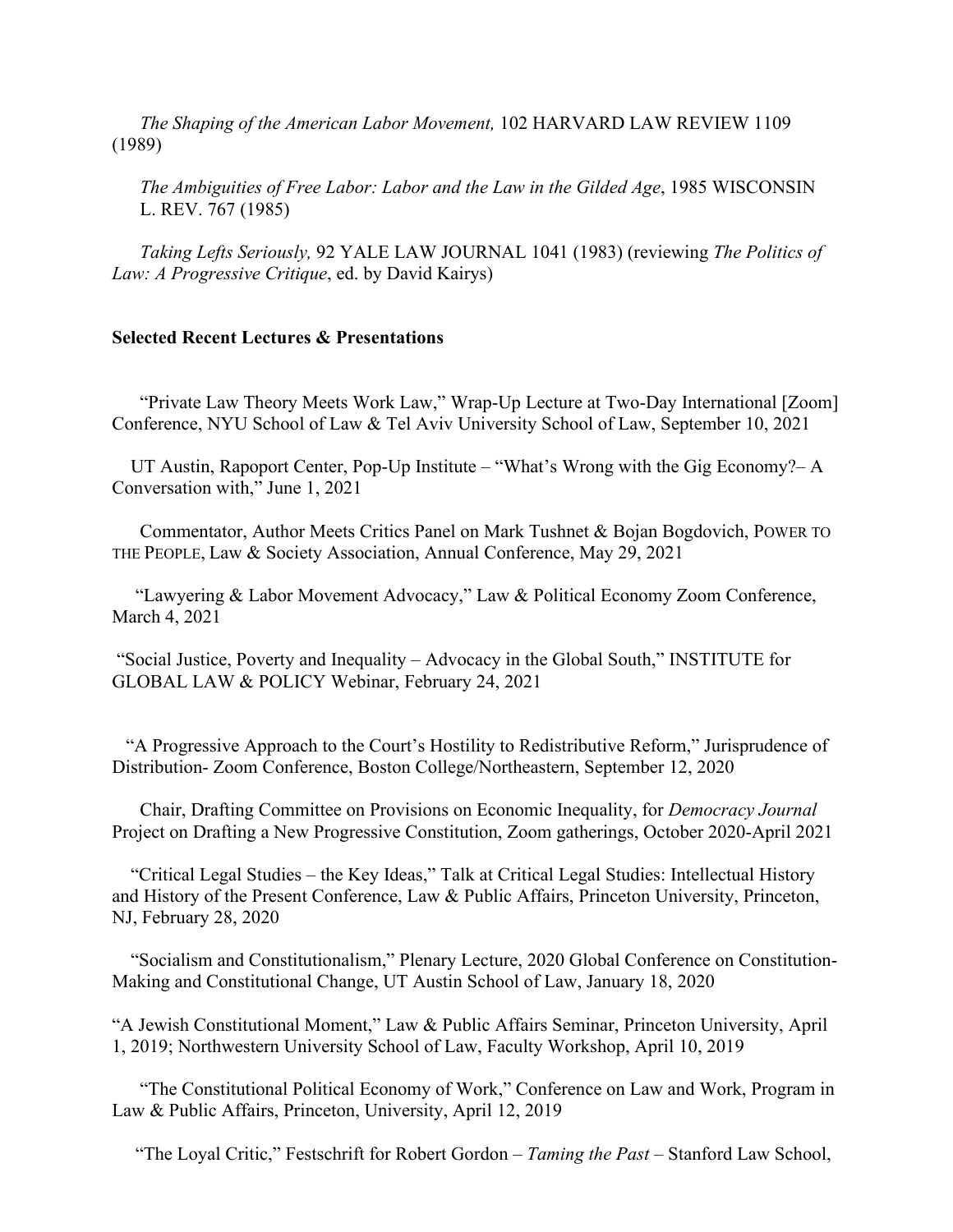*The Shaping of the American Labor Movement,* 102 HARVARD LAW REVIEW 1109 (1989)

*The Ambiguities of Free Labor: Labor and the Law in the Gilded Age*, 1985 WISCONSIN L. REV. 767 (1985)

*Taking Lefts Seriously,* 92 YALE LAW JOURNAL 1041 (1983) (reviewing *The Politics of Law: A Progressive Critique*, ed. by David Kairys)

**Selected Recent Lectures & Presentations**

"Private Law Theory Meets Work Law," Wrap-Up Lecture at Two-Day International [Zoom] Conference, NYU School of Law & Tel Aviv University School of Law, September 10, 2021

UT Austin, Rapoport Center, Pop-Up Institute – "What's Wrong with the Gig Economy?– A Conversation with," June 1, 2021

Commentator, Author Meets Critics Panel on Mark Tushnet & Bojan Bogdovich, POWER TO THE PEOPLE, Law & Society Association, Annual Conference, May 29, 2021

"Lawyering & Labor Movement Advocacy," Law & Political Economy Zoom Conference, March 4, 2021

"Social Justice, Poverty and Inequality – Advocacy in the Global South," INSTITUTE for GLOBAL LAW & POLICY Webinar, February 24, 2021

"A Progressive Approach to the Court's Hostility to Redistributive Reform," Jurisprudence of Distribution- Zoom Conference, Boston College/Northeastern, September 12, 2020

Chair, Drafting Committee on Provisions on Economic Inequality, for *Democracy Journal* Project on Drafting a New Progressive Constitution, Zoom gatherings, October 2020-April 2021

"Critical Legal Studies – the Key Ideas," Talk at Critical Legal Studies: Intellectual History and History of the Present Conference, Law & Public Affairs, Princeton University, Princeton, NJ, February 28, 2020

"Socialism and Constitutionalism," Plenary Lecture, 2020 Global Conference on Constitution-Making and Constitutional Change, UT Austin School of Law, January 18, 2020

"A Jewish Constitutional Moment," Law & Public Affairs Seminar, Princeton University, April 1, 2019; Northwestern University School of Law, Faculty Workshop, April 10, 2019

"The Constitutional Political Economy of Work," Conference on Law and Work, Program in Law & Public Affairs, Princeton, University, April 12, 2019

"The Loyal Critic," Festschrift for Robert Gordon – *Taming the Past* – Stanford Law School,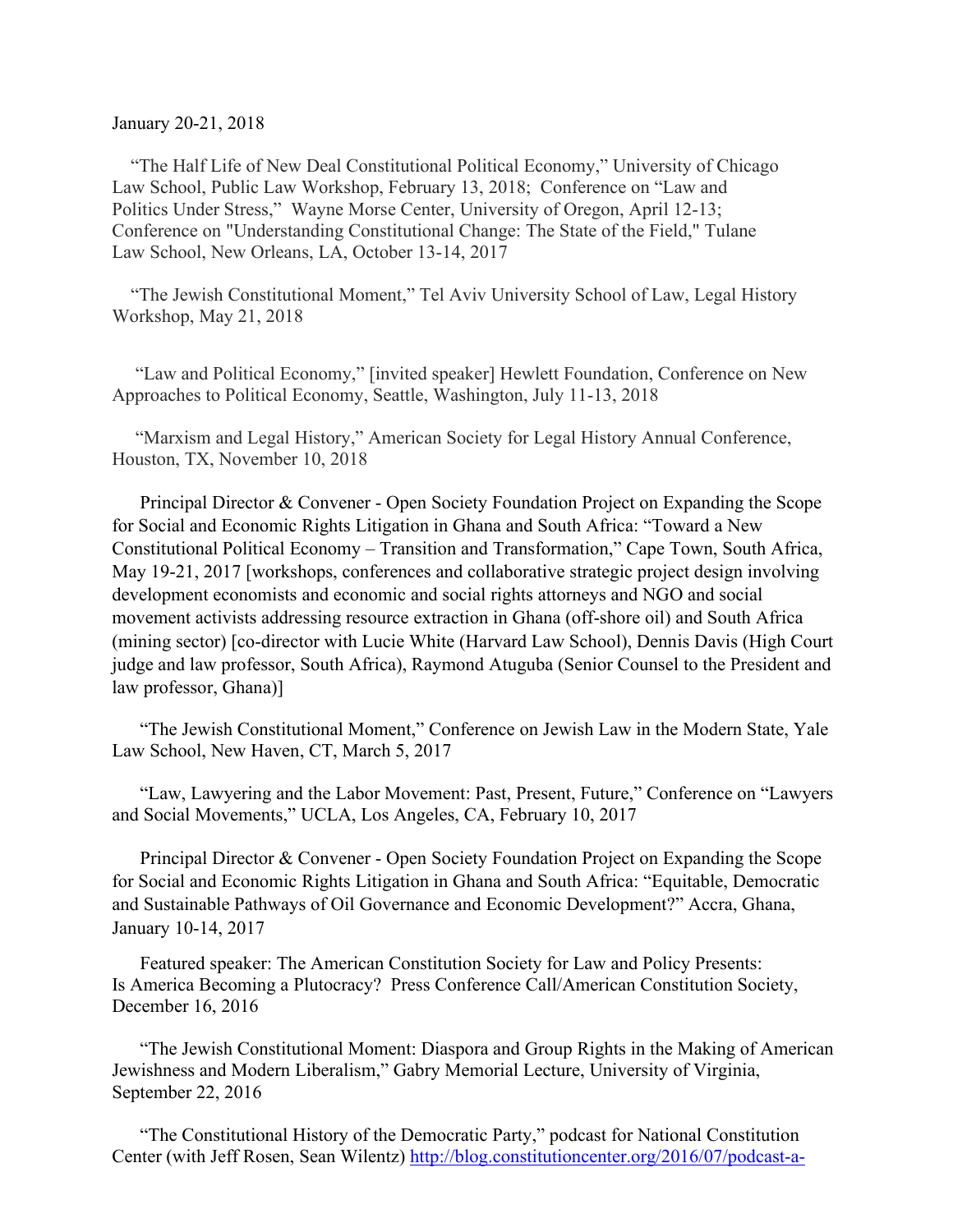January 20-21, 2018

"The Half Life of New Deal Constitutional Political Economy," University of Chicago Law School, Public Law Workshop, February 13, 2018; Conference on "Law and Politics Under Stress," Wayne Morse Center, University of Oregon, April 12-13; Conference on "Understanding Constitutional Change: The State of the Field," Tulane Law School, New Orleans, LA, October 13-14, 2017

"The Jewish Constitutional Moment," Tel Aviv University School of Law, Legal History Workshop, May 21, 2018

"Law and Political Economy," [invited speaker] Hewlett Foundation, Conference on New Approaches to Political Economy, Seattle, Washington, July 11-13, 2018

"Marxism and Legal History," American Society for Legal History Annual Conference, Houston, TX, November 10, 2018

Principal Director & Convener - Open Society Foundation Project on Expanding the Scope for Social and Economic Rights Litigation in Ghana and South Africa: "Toward a New Constitutional Political Economy – Transition and Transformation," Cape Town, South Africa, May 19-21, 2017 [workshops, conferences and collaborative strategic project design involving development economists and economic and social rights attorneys and NGO and social movement activists addressing resource extraction in Ghana (off-shore oil) and South Africa (mining sector) [co-director with Lucie White (Harvard Law School), Dennis Davis (High Court judge and law professor, South Africa), Raymond Atuguba (Senior Counsel to the President and law professor, Ghana)]

"The Jewish Constitutional Moment," Conference on Jewish Law in the Modern State, Yale Law School, New Haven, CT, March 5, 2017

"Law, Lawyering and the Labor Movement: Past, Present, Future," Conference on "Lawyers and Social Movements," UCLA, Los Angeles, CA, February 10, 2017

Principal Director & Convener - Open Society Foundation Project on Expanding the Scope for Social and Economic Rights Litigation in Ghana and South Africa: "Equitable, Democratic and Sustainable Pathways of Oil Governance and Economic Development?" Accra, Ghana, January 10-14, 2017

Featured speaker: The American Constitution Society for Law and Policy Presents: Is America Becoming a Plutocracy? Press Conference Call/American Constitution Society, December 16, 2016

"The Jewish Constitutional Moment: Diaspora and Group Rights in the Making of American Jewishness and Modern Liberalism," Gabry Memorial Lecture, University of Virginia, September 22, 2016

"The Constitutional History of the Democratic Party," podcast for National Constitution Center (with Jeff Rosen, Sean Wilentz) http://blog.constitutioncenter.org/2016/07/podcast-a-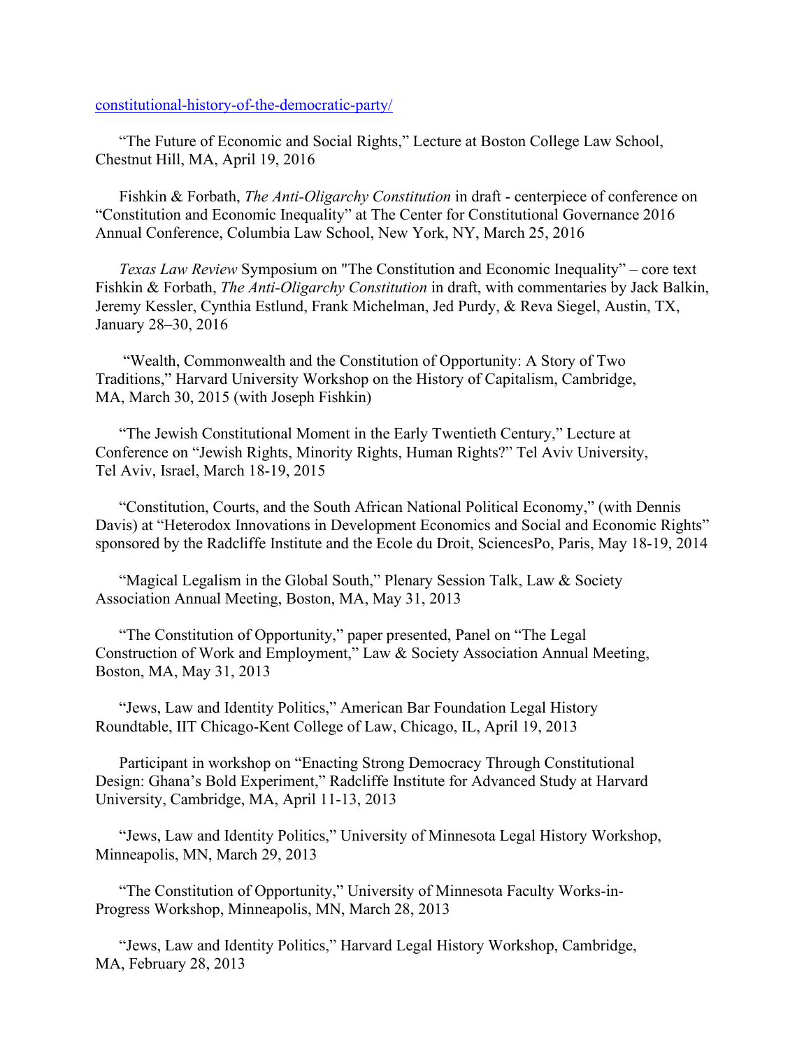constitutional-history-of-the-democratic-party/

"The Future of Economic and Social Rights," Lecture at Boston College Law School, Chestnut Hill, MA, April 19, 2016

Fishkin & Forbath, *The Anti-Oligarchy Constitution* in draft - centerpiece of conference on "Constitution and Economic Inequality" at The Center for Constitutional Governance 2016 Annual Conference, Columbia Law School, New York, NY, March 25, 2016

*Texas Law Review* Symposium on "The Constitution and Economic Inequality" – core text Fishkin & Forbath, *The Anti-Oligarchy Constitution* in draft, with commentaries by Jack Balkin, Jeremy Kessler, Cynthia Estlund, Frank Michelman, Jed Purdy, & Reva Siegel, Austin, TX, January 28–30, 2016

"Wealth, Commonwealth and the Constitution of Opportunity: A Story of Two Traditions," Harvard University Workshop on the History of Capitalism, Cambridge, MA, March 30, 2015 (with Joseph Fishkin)

"The Jewish Constitutional Moment in the Early Twentieth Century," Lecture at Conference on "Jewish Rights, Minority Rights, Human Rights?" Tel Aviv University, Tel Aviv, Israel, March 18-19, 2015

"Constitution, Courts, and the South African National Political Economy," (with Dennis Davis) at "Heterodox Innovations in Development Economics and Social and Economic Rights" sponsored by the Radcliffe Institute and the Ecole du Droit, SciencesPo, Paris, May 18-19, 2014

"Magical Legalism in the Global South," Plenary Session Talk, Law & Society Association Annual Meeting, Boston, MA, May 31, 2013

"The Constitution of Opportunity," paper presented, Panel on "The Legal Construction of Work and Employment," Law & Society Association Annual Meeting, Boston, MA, May 31, 2013

"Jews, Law and Identity Politics," American Bar Foundation Legal History Roundtable, IIT Chicago-Kent College of Law, Chicago, IL, April 19, 2013

Participant in workshop on "Enacting Strong Democracy Through Constitutional Design: Ghana's Bold Experiment," Radcliffe Institute for Advanced Study at Harvard University, Cambridge, MA, April 11-13, 2013

"Jews, Law and Identity Politics," University of Minnesota Legal History Workshop, Minneapolis, MN, March 29, 2013

"The Constitution of Opportunity," University of Minnesota Faculty Works-in-Progress Workshop, Minneapolis, MN, March 28, 2013

"Jews, Law and Identity Politics," Harvard Legal History Workshop, Cambridge, MA, February 28, 2013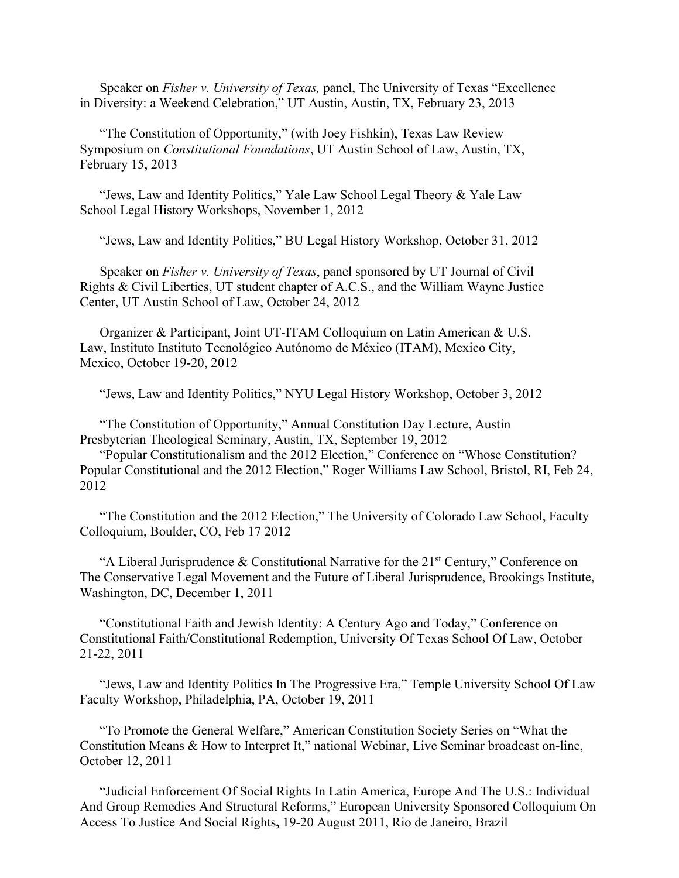Speaker on *Fisher v. University of Texas,* panel, The University of Texas "Excellence in Diversity: a Weekend Celebration," UT Austin, Austin, TX, February 23, 2013

"The Constitution of Opportunity," (with Joey Fishkin), Texas Law Review Symposium on *Constitutional Foundations*, UT Austin School of Law, Austin, TX, February 15, 2013

"Jews, Law and Identity Politics," Yale Law School Legal Theory & Yale Law School Legal History Workshops, November 1, 2012

"Jews, Law and Identity Politics," BU Legal History Workshop, October 31, 2012

Speaker on *Fisher v. University of Texas*, panel sponsored by UT Journal of Civil Rights & Civil Liberties, UT student chapter of A.C.S., and the William Wayne Justice Center, UT Austin School of Law, October 24, 2012

Organizer & Participant, Joint UT-ITAM Colloquium on Latin American & U.S. Law, Instituto Instituto Tecnológico Autónomo de México (ITAM), Mexico City, Mexico, October 19-20, 2012

"Jews, Law and Identity Politics," NYU Legal History Workshop, October 3, 2012

"The Constitution of Opportunity," Annual Constitution Day Lecture, Austin Presbyterian Theological Seminary, Austin, TX, September 19, 2012

"Popular Constitutionalism and the 2012 Election," Conference on "Whose Constitution? Popular Constitutional and the 2012 Election," Roger Williams Law School, Bristol, RI, Feb 24, 2012

"The Constitution and the 2012 Election," The University of Colorado Law School, Faculty Colloquium, Boulder, CO, Feb 17 2012

"A Liberal Jurisprudence & Constitutional Narrative for the 21st Century," Conference on The Conservative Legal Movement and the Future of Liberal Jurisprudence, Brookings Institute, Washington, DC, December 1, 2011

"Constitutional Faith and Jewish Identity: A Century Ago and Today," Conference on Constitutional Faith/Constitutional Redemption, University Of Texas School Of Law, October 21-22, 2011

"Jews, Law and Identity Politics In The Progressive Era," Temple University School Of Law Faculty Workshop, Philadelphia, PA, October 19, 2011

"To Promote the General Welfare," American Constitution Society Series on "What the Constitution Means & How to Interpret It," national Webinar, Live Seminar broadcast on-line, October 12, 2011

"Judicial Enforcement Of Social Rights In Latin America, Europe And The U.S.: Individual And Group Remedies And Structural Reforms," European University Sponsored Colloquium On Access To Justice And Social Rights**,** 19-20 August 2011, Rio de Janeiro, Brazil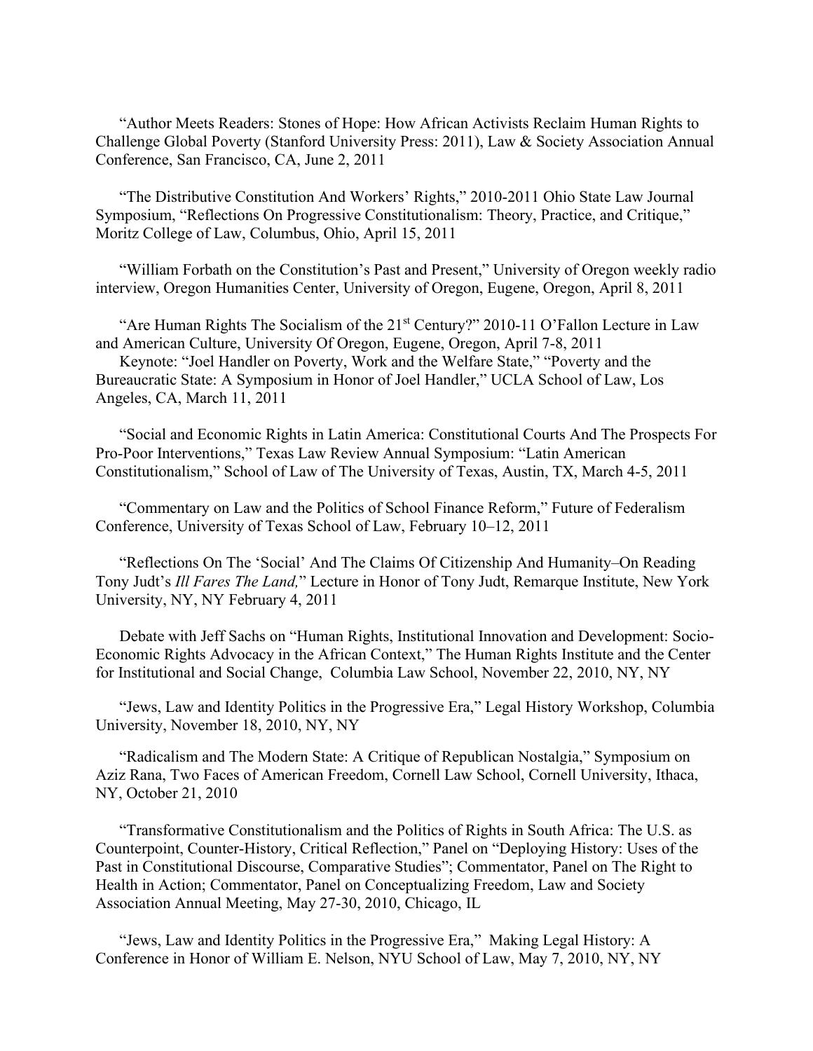"Author Meets Readers: Stones of Hope: How African Activists Reclaim Human Rights to Challenge Global Poverty (Stanford University Press: 2011), Law & Society Association Annual Conference, San Francisco, CA, June 2, 2011

"The Distributive Constitution And Workers' Rights," 2010-2011 Ohio State Law Journal Symposium, "Reflections On Progressive Constitutionalism: Theory, Practice, and Critique," Moritz College of Law, Columbus, Ohio, April 15, 2011

"William Forbath on the Constitution's Past and Present," University of Oregon weekly radio interview, Oregon Humanities Center, University of Oregon, Eugene, Oregon, April 8, 2011

"Are Human Rights The Socialism of the 21st Century?" 2010-11 O'Fallon Lecture in Law and American Culture, University Of Oregon, Eugene, Oregon, April 7-8, 2011

Keynote: "Joel Handler on Poverty, Work and the Welfare State," "Poverty and the Bureaucratic State: A Symposium in Honor of Joel Handler," UCLA School of Law, Los Angeles, CA, March 11, 2011

"Social and Economic Rights in Latin America: Constitutional Courts And The Prospects For Pro-Poor Interventions," Texas Law Review Annual Symposium: "Latin American Constitutionalism," School of Law of The University of Texas, Austin, TX, March 4-5, 2011

"Commentary on Law and the Politics of School Finance Reform," Future of Federalism Conference, University of Texas School of Law, February 10–12, 2011

"Reflections On The 'Social' And The Claims Of Citizenship And Humanity–On Reading Tony Judt's *Ill Fares The Land,*" Lecture in Honor of Tony Judt, Remarque Institute, New York University, NY, NY February 4, 2011

Debate with Jeff Sachs on "Human Rights, Institutional Innovation and Development: Socio-Economic Rights Advocacy in the African Context," The Human Rights Institute and the Center for Institutional and Social Change, Columbia Law School, November 22, 2010, NY, NY

"Jews, Law and Identity Politics in the Progressive Era," Legal History Workshop, Columbia University, November 18, 2010, NY, NY

"Radicalism and The Modern State: A Critique of Republican Nostalgia," Symposium on Aziz Rana, Two Faces of American Freedom, Cornell Law School, Cornell University, Ithaca, NY, October 21, 2010

"Transformative Constitutionalism and the Politics of Rights in South Africa: The U.S. as Counterpoint, Counter-History, Critical Reflection," Panel on "Deploying History: Uses of the Past in Constitutional Discourse, Comparative Studies"; Commentator, Panel on The Right to Health in Action; Commentator, Panel on Conceptualizing Freedom, Law and Society Association Annual Meeting, May 27-30, 2010, Chicago, IL

"Jews, Law and Identity Politics in the Progressive Era," Making Legal History: A Conference in Honor of William E. Nelson, NYU School of Law, May 7, 2010, NY, NY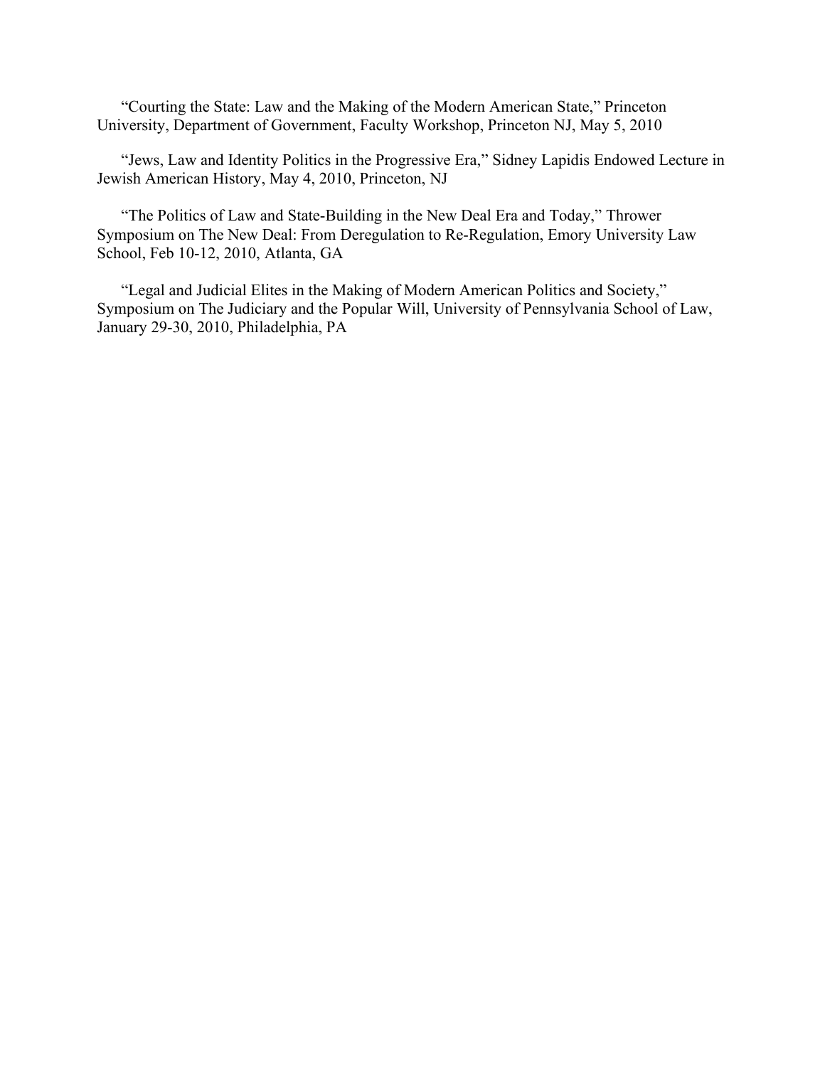"Courting the State: Law and the Making of the Modern American State," Princeton University, Department of Government, Faculty Workshop, Princeton NJ, May 5, 2010

"Jews, Law and Identity Politics in the Progressive Era," Sidney Lapidis Endowed Lecture in Jewish American History, May 4, 2010, Princeton, NJ

"The Politics of Law and State-Building in the New Deal Era and Today," Thrower Symposium on The New Deal: From Deregulation to Re-Regulation, Emory University Law School, Feb 10-12, 2010, Atlanta, GA

"Legal and Judicial Elites in the Making of Modern American Politics and Society," Symposium on The Judiciary and the Popular Will, University of Pennsylvania School of Law, January 29-30, 2010, Philadelphia, PA